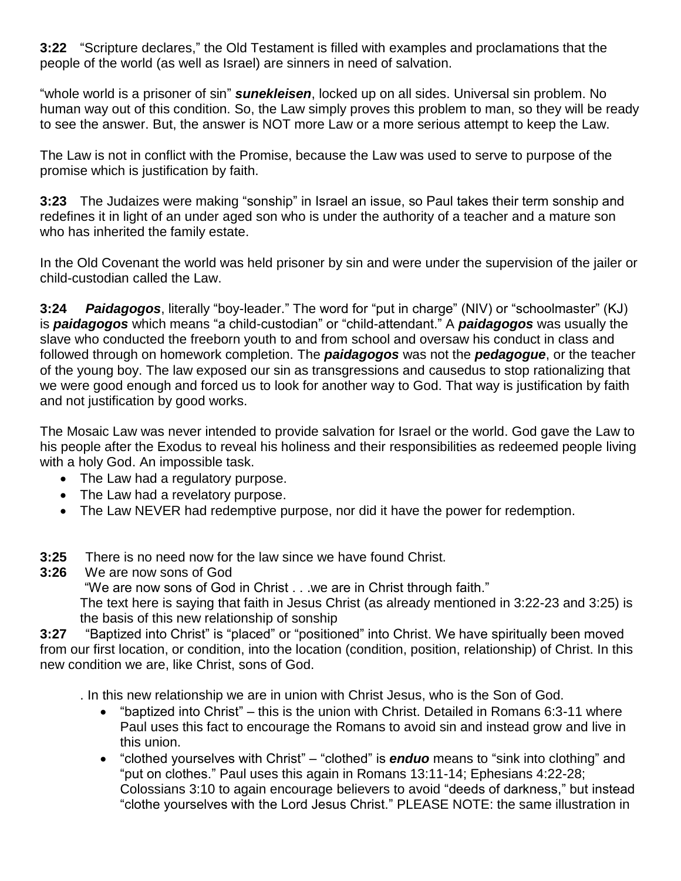**3:22** "Scripture declares," the Old Testament is filled with examples and proclamations that the people of the world (as well as Israel) are sinners in need of salvation.

"whole world is a prisoner of sin" ***sunekleisen***, locked up on all sides. Universal sin problem. No human way out of this condition. So, the Law simply proves this problem to man, so they will be ready to see the answer. But, the answer is NOT more Law or a more serious attempt to keep the Law.

The Law is not in conflict with the Promise, because the Law was used to serve to purpose of the promise which is justification by faith.

**3:23** The Judaizes were making "sonship" in Israel an issue, so Paul takes their term sonship and redefines it in light of an under aged son who is under the authority of a teacher and a mature son who has inherited the family estate.

In the Old Covenant the world was held prisoner by sin and were under the supervision of the jailer or child-custodian called the Law.

**3:24** ***Paidagogos***, literally "boy-leader." The word for "put in charge" (NIV) or "schoolmaster" (KJ) is ***paidagogos*** which means "a child-custodian" or "child-attendant." A ***paidagogos*** was usually the slave who conducted the freeborn youth to and from school and oversaw his conduct in class and followed through on homework completion. The ***paidagogos*** was not the ***pedagogue***, or the teacher of the young boy. The law exposed our sin as transgressions and causedus to stop rationalizing that we were good enough and forced us to look for another way to God. That way is justification by faith and not justification by good works.

The Mosaic Law was never intended to provide salvation for Israel or the world. God gave the Law to his people after the Exodus to reveal his holiness and their responsibilities as redeemed people living with a holy God. An impossible task.

- The Law had a regulatory purpose.
- The Law had a revelatory purpose.
- The Law NEVER had redemptive purpose, nor did it have the power for redemption.

**3:25** There is no need now for the law since we have found Christ.

**3:26** We are now sons of God

"We are now sons of God in Christ . . .we are in Christ through faith."

The text here is saying that faith in Jesus Christ (as already mentioned in 3:22-23 and 3:25) is the basis of this new relationship of sonship

**3:27** "Baptized into Christ" is "placed" or "positioned" into Christ. We have spiritually been moved from our first location, or condition, into the location (condition, position, relationship) of Christ. In this new condition we are, like Christ, sons of God.

. In this new relationship we are in union with Christ Jesus, who is the Son of God.

- "baptized into Christ" – this is the union with Christ. Detailed in Romans 6:3-11 where Paul uses this fact to encourage the Romans to avoid sin and instead grow and live in this union.
- "clothed yourselves with Christ" – "clothed" is ***enduo*** means to "sink into clothing" and "put on clothes." Paul uses this again in Romans 13:11-14; Ephesians 4:22-28; Colossians 3:10 to again encourage believers to avoid "deeds of darkness," but instead "clothe yourselves with the Lord Jesus Christ." PLEASE NOTE: the same illustration in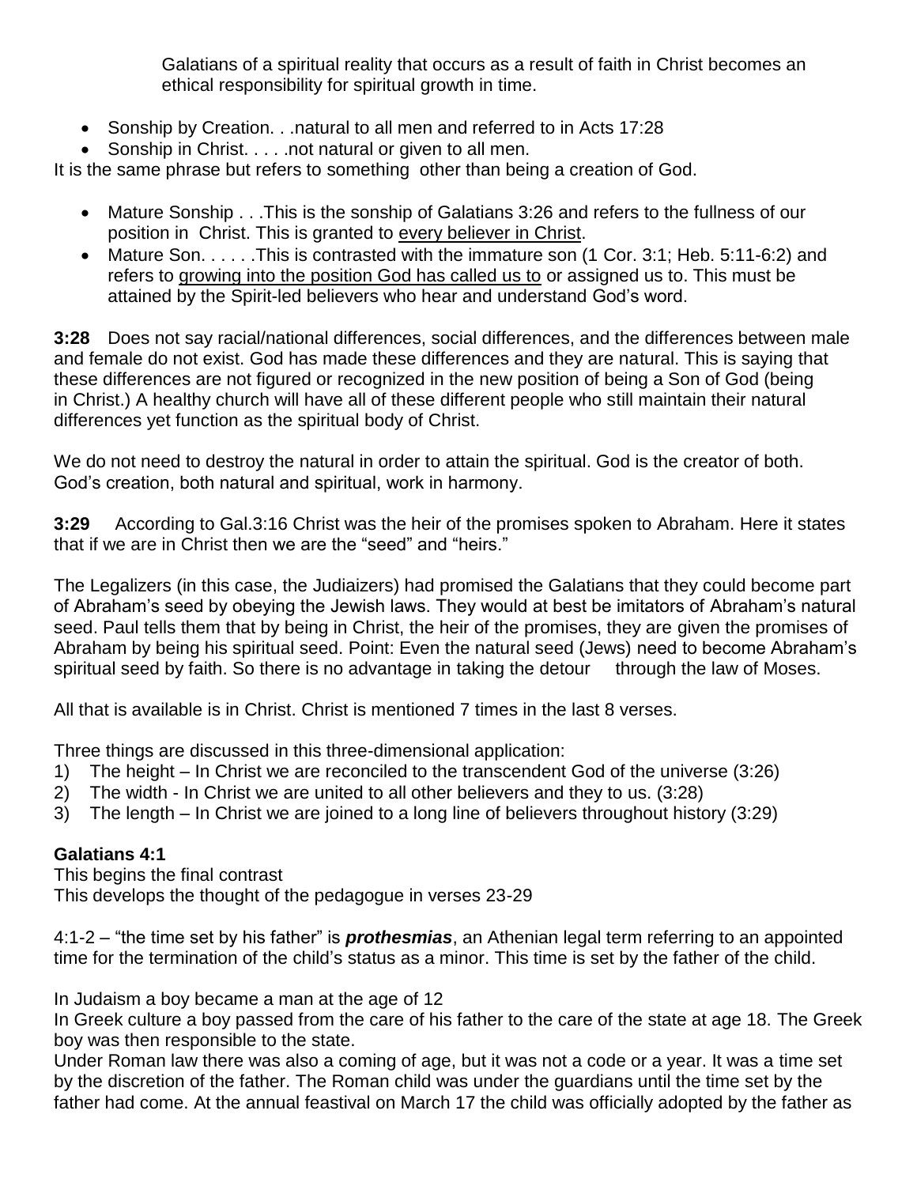Galatians of a spiritual reality that occurs as a result of faith in Christ becomes an ethical responsibility for spiritual growth in time.

- Sonship by Creation. . .natural to all men and referred to in Acts 17:28
- Sonship in Christ. . . . .not natural or given to all men.

It is the same phrase but refers to something other than being a creation of God.

- Mature Sonship . . .This is the sonship of Galatians 3:26 and refers to the fullness of our position in Christ. This is granted to <u>every believer in Christ</u>.
- Mature Son. . . . . .This is contrasted with the immature son (1 Cor. 3:1; Heb. 5:11-6:2) and refers to <u>growing into the position God has called us to</u> or assigned us to. This must be attained by the Spirit-led believers who hear and understand God's word.

**3:28** Does not say racial/national differences, social differences, and the differences between male and female do not exist. God has made these differences and they are natural. This is saying that these differences are not figured or recognized in the new position of being a Son of God (being in Christ.) A healthy church will have all of these different people who still maintain their natural differences yet function as the spiritual body of Christ.

We do not need to destroy the natural in order to attain the spiritual. God is the creator of both. God's creation, both natural and spiritual, work in harmony.

**3:29** According to Gal.3:16 Christ was the heir of the promises spoken to Abraham. Here it states that if we are in Christ then we are the "seed" and "heirs."

The Legalizers (in this case, the Judiaizers) had promised the Galatians that they could become part of Abraham's seed by obeying the Jewish laws. They would at best be imitators of Abraham's natural seed. Paul tells them that by being in Christ, the heir of the promises, they are given the promises of Abraham by being his spiritual seed. Point: Even the natural seed (Jews) need to become Abraham's spiritual seed by faith. So there is no advantage in taking the detour through the law of Moses.

All that is available is in Christ. Christ is mentioned 7 times in the last 8 verses.

Three things are discussed in this three-dimensional application:

1) The height – In Christ we are reconciled to the transcendent God of the universe (3:26)
2) The width - In Christ we are united to all other believers and they to us. (3:28)
3) The length – In Christ we are joined to a long line of believers throughout history (3:29)

**Galatians 4:1**

This begins the final contrast
This develops the thought of the pedagogue in verses 23-29

4:1-2 – "the time set by his father" is ***prothesmias***, an Athenian legal term referring to an appointed time for the termination of the child's status as a minor. This time is set by the father of the child.

In Judaism a boy became a man at the age of 12
In Greek culture a boy passed from the care of his father to the care of the state at age 18. The Greek boy was then responsible to the state.
Under Roman law there was also a coming of age, but it was not a code or a year. It was a time set by the discretion of the father. The Roman child was under the guardians until the time set by the father had come. At the annual feastival on March 17 the child was officially adopted by the father as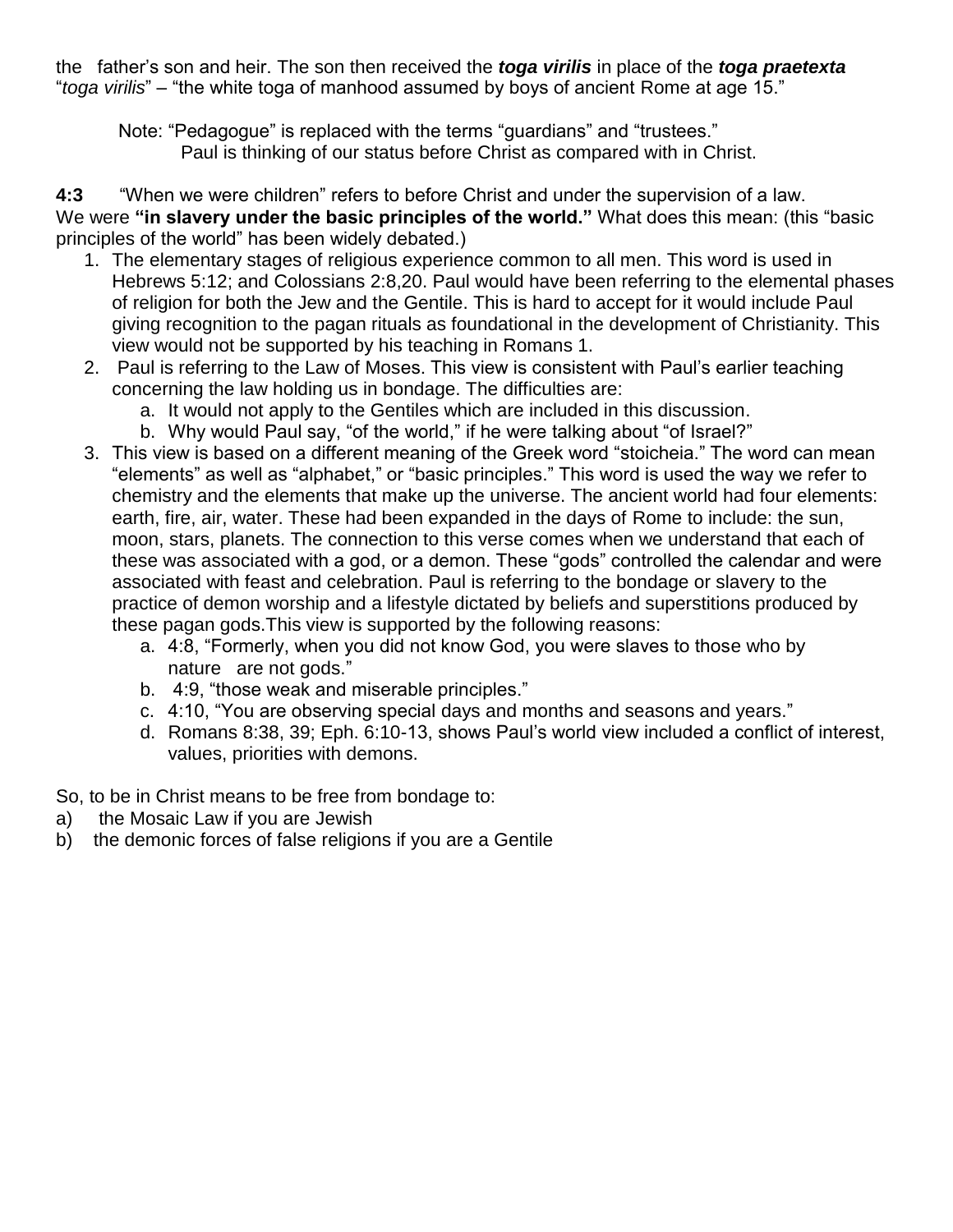the father's son and heir. The son then received the ***toga virilis*** in place of the ***toga praetexta***
"*toga virilis*" – "the white toga of manhood assumed by boys of ancient Rome at age 15."

Note: "Pedagogue" is replaced with the terms "guardians" and "trustees."
Paul is thinking of our status before Christ as compared with in Christ.

**4:3** "When we were children" refers to before Christ and under the supervision of a law.
We were **"in slavery under the basic principles of the world."** What does this mean: (this "basic principles of the world" has been widely debated.)

1. The elementary stages of religious experience common to all men. This word is used in Hebrews 5:12; and Colossians 2:8,20. Paul would have been referring to the elemental phases of religion for both the Jew and the Gentile. This is hard to accept for it would include Paul giving recognition to the pagan rituals as foundational in the development of Christianity. This view would not be supported by his teaching in Romans 1.
2. Paul is referring to the Law of Moses. This view is consistent with Paul's earlier teaching concerning the law holding us in bondage. The difficulties are:
   a. It would not apply to the Gentiles which are included in this discussion.
   b. Why would Paul say, "of the world," if he were talking about "of Israel?"
3. This view is based on a different meaning of the Greek word "stoicheia." The word can mean "elements" as well as "alphabet," or "basic principles." This word is used the way we refer to chemistry and the elements that make up the universe. The ancient world had four elements: earth, fire, air, water. These had been expanded in the days of Rome to include: the sun, moon, stars, planets. The connection to this verse comes when we understand that each of these was associated with a god, or a demon. These "gods" controlled the calendar and were associated with feast and celebration. Paul is referring to the bondage or slavery to the practice of demon worship and a lifestyle dictated by beliefs and superstitions produced by these pagan gods.This view is supported by the following reasons:
   a. 4:8, "Formerly, when you did not know God, you were slaves to those who by nature are not gods."
   b. 4:9, "those weak and miserable principles."
   c. 4:10, "You are observing special days and months and seasons and years."
   d. Romans 8:38, 39; Eph. 6:10-13, shows Paul's world view included a conflict of interest, values, priorities with demons.

So, to be in Christ means to be free from bondage to:

a) the Mosaic Law if you are Jewish
b) the demonic forces of false religions if you are a Gentile